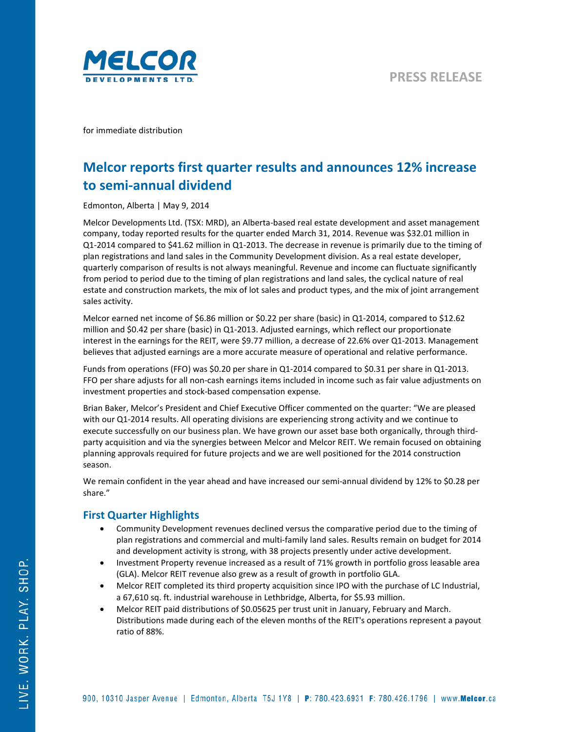MELCOR DEVELOPMENTS LTD.

PRESS RELEASE

for immediate distribution

# Melcor reports first quarter results and announces 12% increase to semi-annual dividend

Edmonton, Alberta | May 9, 2014

Melcor Developments Ltd. (TSX: MRD), an Alberta-based real estate development and asset management company, today reported results for the quarter ended March 31, 2014. Revenue was $32.01 million in Q1-2014 compared to $41.62 million in Q1-2013. The decrease in revenue is primarily due to the timing of plan registrations and land sales in the Community Development division. As a real estate developer, quarterly comparison of results is not always meaningful. Revenue and income can fluctuate significantly from period to period due to the timing of plan registrations and land sales, the cyclical nature of real estate and construction markets, the mix of lot sales and product types, and the mix of joint arrangement sales activity.

Melcor earned net income of $6.86 million or $0.22 per share (basic) in Q1-2014, compared to $12.62 million and $0.42 per share (basic) in Q1-2013. Adjusted earnings, which reflect our proportionate interest in the earnings for the REIT, were $9.77 million, a decrease of 22.6% over Q1-2013. Management believes that adjusted earnings are a more accurate measure of operational and relative performance.

Funds from operations (FFO) was $0.20 per share in Q1-2014 compared to $0.31 per share in Q1-2013. FFO per share adjusts for all non-cash earnings items included in income such as fair value adjustments on investment properties and stock-based compensation expense.

Brian Baker, Melcor's President and Chief Executive Officer commented on the quarter: "We are pleased with our Q1-2014 results. All operating divisions are experiencing strong activity and we continue to execute successfully on our business plan. We have grown our asset base both organically, through third-party acquisition and via the synergies between Melcor and Melcor REIT. We remain focused on obtaining planning approvals required for future projects and we are well positioned for the 2014 construction season.

We remain confident in the year ahead and have increased our semi-annual dividend by 12% to $0.28 per share."

## First Quarter Highlights

- Community Development revenues declined versus the comparative period due to the timing of plan registrations and commercial and multi-family land sales. Results remain on budget for 2014 and development activity is strong, with 38 projects presently under active development.
- Investment Property revenue increased as a result of 71% growth in portfolio gross leasable area (GLA). Melcor REIT revenue also grew as a result of growth in portfolio GLA.
- Melcor REIT completed its third property acquisition since IPO with the purchase of LC Industrial, a 67,610 sq. ft. industrial warehouse in Lethbridge, Alberta, for $5.93 million.
- Melcor REIT paid distributions of $0.05625 per trust unit in January, February and March. Distributions made during each of the eleven months of the REIT's operations represent a payout ratio of 88%.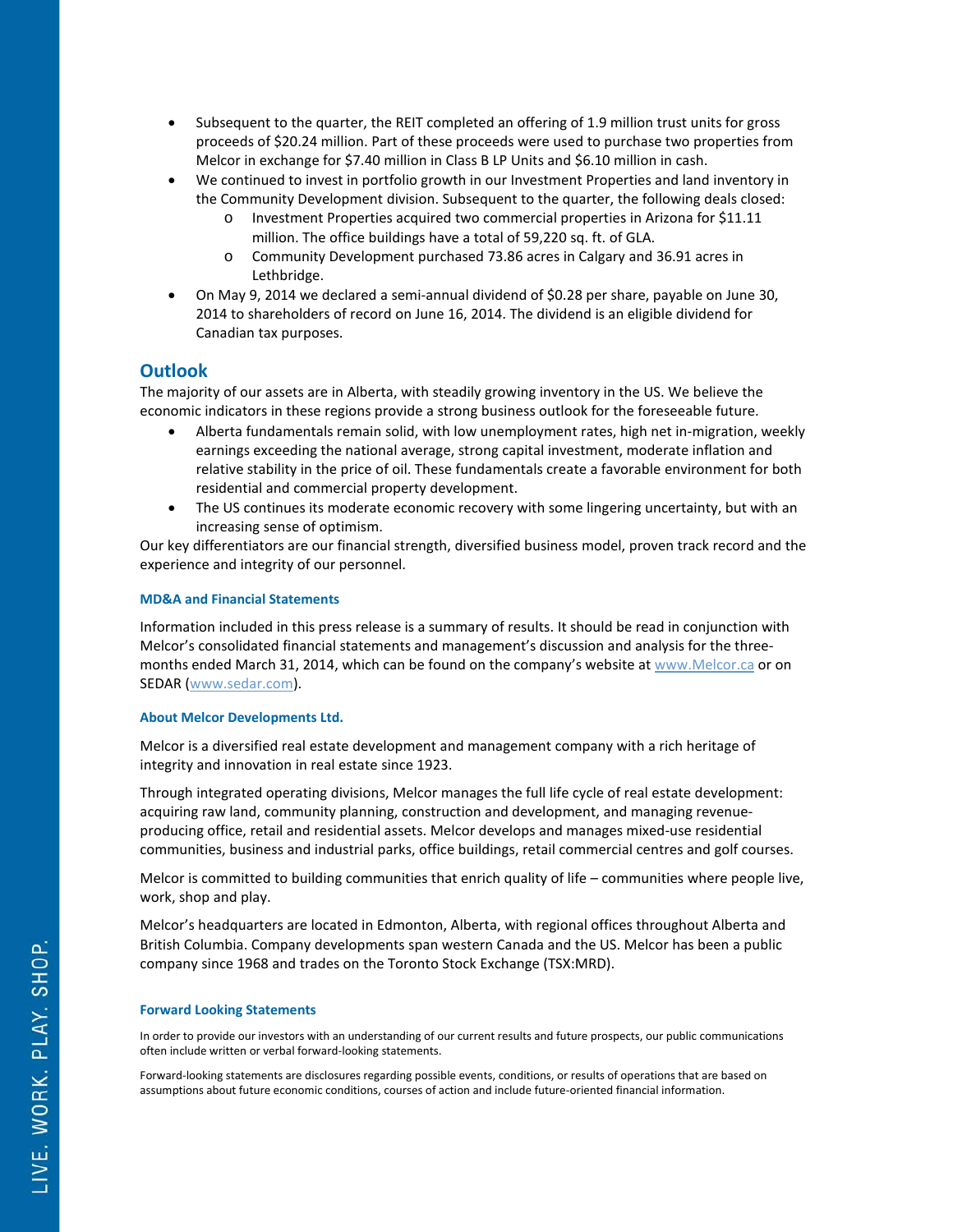- Subsequent to the quarter, the REIT completed an offering of 1.9 million trust units for gross proceeds of $20.24 million. Part of these proceeds were used to purchase two properties from Melcor in exchange for $7.40 million in Class B LP Units and $6.10 million in cash.
- We continued to invest in portfolio growth in our Investment Properties and land inventory in the Community Development division. Subsequent to the quarter, the following deals closed:
  - Investment Properties acquired two commercial properties in Arizona for $11.11 million. The office buildings have a total of 59,220 sq. ft. of GLA.
  - Community Development purchased 73.86 acres in Calgary and 36.91 acres in Lethbridge.
- On May 9, 2014 we declared a semi-annual dividend of $0.28 per share, payable on June 30, 2014 to shareholders of record on June 16, 2014. The dividend is an eligible dividend for Canadian tax purposes.

## Outlook

The majority of our assets are in Alberta, with steadily growing inventory in the US. We believe the economic indicators in these regions provide a strong business outlook for the foreseeable future.

- Alberta fundamentals remain solid, with low unemployment rates, high net in-migration, weekly earnings exceeding the national average, strong capital investment, moderate inflation and relative stability in the price of oil. These fundamentals create a favorable environment for both residential and commercial property development.
- The US continues its moderate economic recovery with some lingering uncertainty, but with an increasing sense of optimism.

Our key differentiators are our financial strength, diversified business model, proven track record and the experience and integrity of our personnel.

#### MD&A and Financial Statements

Information included in this press release is a summary of results. It should be read in conjunction with Melcor's consolidated financial statements and management's discussion and analysis for the three-months ended March 31, 2014, which can be found on the company's website at www.Melcor.ca or on SEDAR (www.sedar.com).

#### About Melcor Developments Ltd.

Melcor is a diversified real estate development and management company with a rich heritage of integrity and innovation in real estate since 1923.

Through integrated operating divisions, Melcor manages the full life cycle of real estate development: acquiring raw land, community planning, construction and development, and managing revenue-producing office, retail and residential assets. Melcor develops and manages mixed-use residential communities, business and industrial parks, office buildings, retail commercial centres and golf courses.

Melcor is committed to building communities that enrich quality of life – communities where people live, work, shop and play.

Melcor's headquarters are located in Edmonton, Alberta, with regional offices throughout Alberta and British Columbia. Company developments span western Canada and the US. Melcor has been a public company since 1968 and trades on the Toronto Stock Exchange (TSX:MRD).

#### Forward Looking Statements

In order to provide our investors with an understanding of our current results and future prospects, our public communications often include written or verbal forward-looking statements.

Forward-looking statements are disclosures regarding possible events, conditions, or results of operations that are based on assumptions about future economic conditions, courses of action and include future-oriented financial information.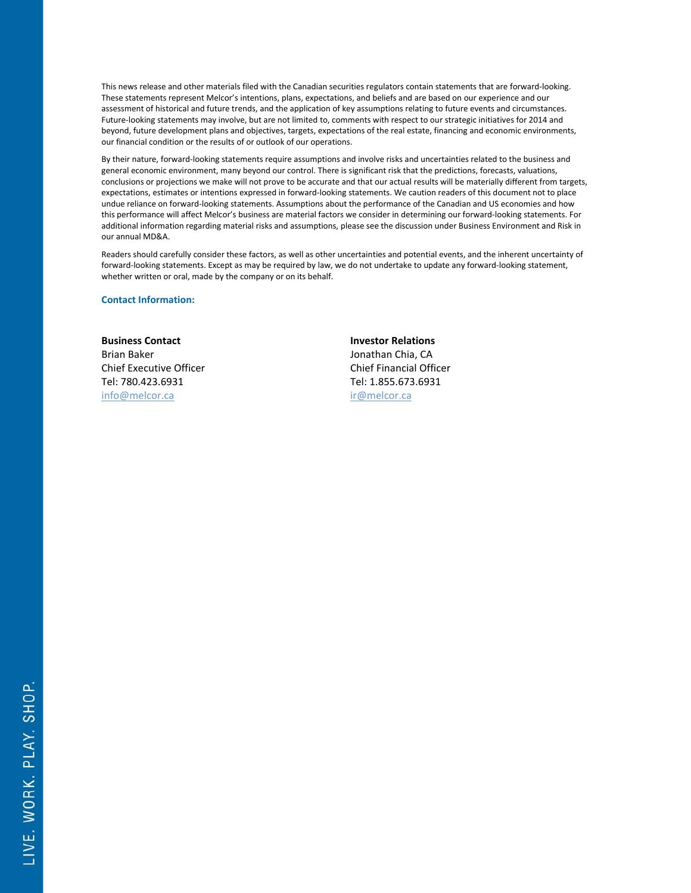This news release and other materials filed with the Canadian securities regulators contain statements that are forward-looking. These statements represent Melcor's intentions, plans, expectations, and beliefs and are based on our experience and our assessment of historical and future trends, and the application of key assumptions relating to future events and circumstances. Future-looking statements may involve, but are not limited to, comments with respect to our strategic initiatives for 2014 and beyond, future development plans and objectives, targets, expectations of the real estate, financing and economic environments, our financial condition or the results of or outlook of our operations.

By their nature, forward-looking statements require assumptions and involve risks and uncertainties related to the business and general economic environment, many beyond our control. There is significant risk that the predictions, forecasts, valuations, conclusions or projections we make will not prove to be accurate and that our actual results will be materially different from targets, expectations, estimates or intentions expressed in forward-looking statements. We caution readers of this document not to place undue reliance on forward-looking statements. Assumptions about the performance of the Canadian and US economies and how this performance will affect Melcor's business are material factors we consider in determining our forward-looking statements. For additional information regarding material risks and assumptions, please see the discussion under Business Environment and Risk in our annual MD&A.

Readers should carefully consider these factors, as well as other uncertainties and potential events, and the inherent uncertainty of forward-looking statements. Except as may be required by law, we do not undertake to update any forward-looking statement, whether written or oral, made by the company or on its behalf.

### Contact Information:

**Business Contact**
Brian Baker
Chief Executive Officer
Tel: 780.423.6931
info@melcor.ca

**Investor Relations**
Jonathan Chia, CA
Chief Financial Officer
Tel: 1.855.673.6931
ir@melcor.ca

LIVE. WORK. PLAY. SHOP.